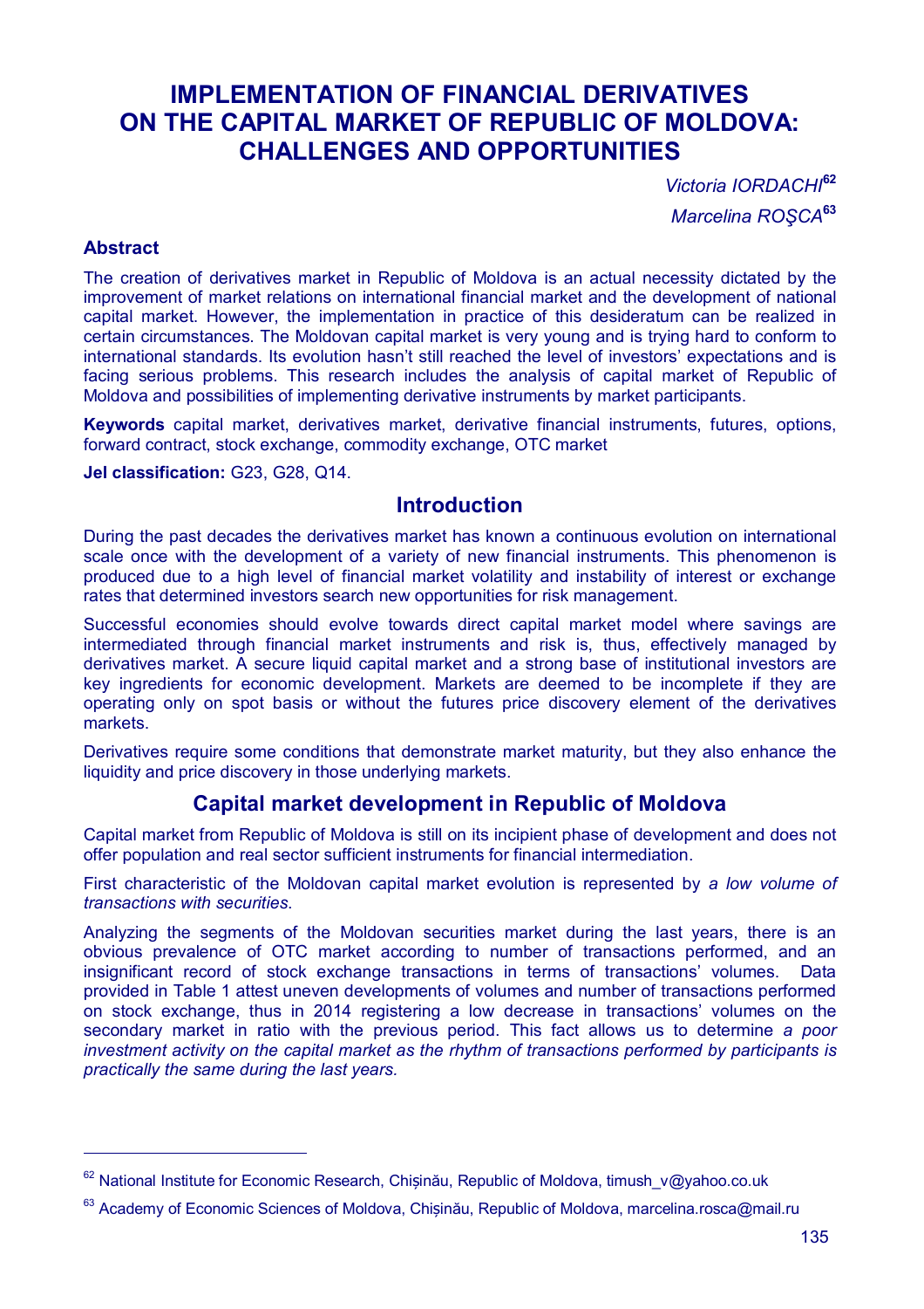# IMPLEMENTATION OF FINANCIAL DERIVATIVES ON THE CAPITAL MARKET OF REPUBLIC OF MOLDOVA: CHALLENGES AND OPPORTUNITIES

*Victoria IORDACHI*[62]

*Marcelina ROŞCA*[63]

### Abstract

The creation of derivatives market in Republic of Moldova is an actual necessity dictated by the improvement of market relations on international financial market and the development of national capital market. However, the implementation in practice of this desideratum can be realized in certain circumstances. The Moldovan capital market is very young and is trying hard to conform to international standards. Its evolution hasn't still reached the level of investors' expectations and is facing serious problems. This research includes the analysis of capital market of Republic of Moldova and possibilities of implementing derivative instruments by market participants.

**Keywords** capital market, derivatives market, derivative financial instruments, futures, options, forward contract, stock exchange, commodity exchange, OTC market

**Jel classification:** G23, G28, Q14.

## Introduction

During the past decades the derivatives market has known a continuous evolution on international scale once with the development of a variety of new financial instruments. This phenomenon is produced due to a high level of financial market volatility and instability of interest or exchange rates that determined investors search new opportunities for risk management.

Successful economies should evolve towards direct capital market model where savings are intermediated through financial market instruments and risk is, thus, effectively managed by derivatives market. A secure liquid capital market and a strong base of institutional investors are key ingredients for economic development. Markets are deemed to be incomplete if they are operating only on spot basis or without the futures price discovery element of the derivatives markets.

Derivatives require some conditions that demonstrate market maturity, but they also enhance the liquidity and price discovery in those underlying markets.

## Capital market development in Republic of Moldova

Capital market from Republic of Moldova is still on its incipient phase of development and does not offer population and real sector sufficient instruments for financial intermediation.

First characteristic of the Moldovan capital market evolution is represented by *a low volume of transactions with securities*.

Analyzing the segments of the Moldovan securities market during the last years, there is an obvious prevalence of OTC market according to number of transactions performed, and an insignificant record of stock exchange transactions in terms of transactions' volumes. Data provided in Table 1 attest uneven developments of volumes and number of transactions performed on stock exchange, thus in 2014 registering a low decrease in transactions' volumes on the secondary market in ratio with the previous period. This fact allows us to determine *a poor investment activity on the capital market as the rhythm of transactions performed by participants is practically the same during the last years.*

---

[62] National Institute for Economic Research, Chișinău, Republic of Moldova, timush_v@yahoo.co.uk

[63] Academy of Economic Sciences of Moldova, Chișinău, Republic of Moldova, marcelina.rosca@mail.ru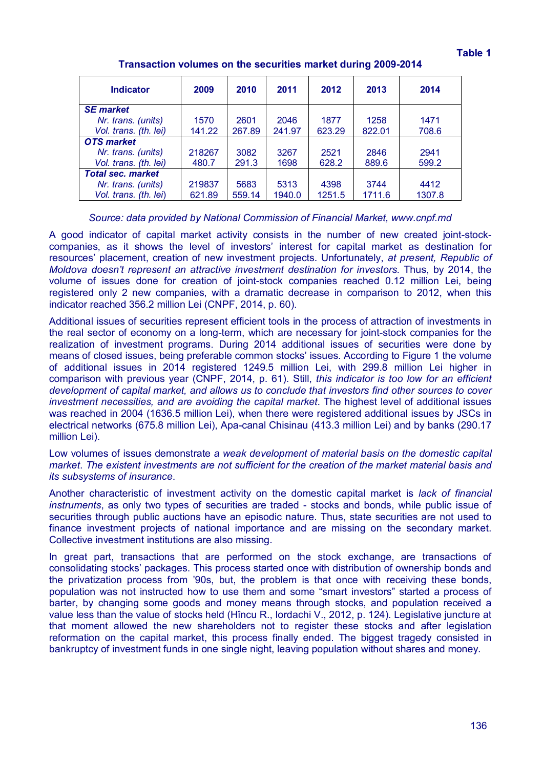**Table 1**

**Transaction volumes on the securities market during 2009-2014**

| Indicator | 2009 | 2010 | 2011 | 2012 | 2013 | 2014 |
|---|---|---|---|---|---|---|
| ***SE market*** | | | | | | |
| *Nr. trans. (units)* | 1570 | 2601 | 2046 | 1877 | 1258 | 1471 |
| *Vol. trans. (th. lei)* | 141.22 | 267.89 | 241.97 | 623.29 | 822.01 | 708.6 |
| ***OTS market*** | | | | | | |
| *Nr. trans. (units)* | 218267 | 3082 | 3267 | 2521 | 2846 | 2941 |
| *Vol. trans. (th. lei)* | 480.7 | 291.3 | 1698 | 628.2 | 889.6 | 599.2 |
| ***Total sec. market*** | | | | | | |
| *Nr. trans. (units)* | 219837 | 5683 | 5313 | 4398 | 3744 | 4412 |
| *Vol. trans. (th. lei)* | 621.89 | 559.14 | 1940.0 | 1251.5 | 1711.6 | 1307.8 |

*Source: data provided by National Commission of Financial Market, www.cnpf.md*

A good indicator of capital market activity consists in the number of new created joint-stock-companies, as it shows the level of investors' interest for capital market as destination for resources' placement, creation of new investment projects. Unfortunately, *at present, Republic of Moldova doesn't represent an attractive investment destination for investors*. Thus, by 2014, the volume of issues done for creation of joint-stock companies reached 0.12 million Lei, being registered only 2 new companies, with a dramatic decrease in comparison to 2012, when this indicator reached 356.2 million Lei (CNPF, 2014, p. 60).

Additional issues of securities represent efficient tools in the process of attraction of investments in the real sector of economy on a long-term, which are necessary for joint-stock companies for the realization of investment programs. During 2014 additional issues of securities were done by means of closed issues, being preferable common stocks' issues. According to Figure 1 the volume of additional issues in 2014 registered 1249.5 million Lei, with 299.8 million Lei higher in comparison with previous year (CNPF, 2014, p. 61). Still, *this indicator is too low for an efficient development of capital market, and allows us to conclude that investors find other sources to cover investment necessities, and are avoiding the capital market*. The highest level of additional issues was reached in 2004 (1636.5 million Lei), when there were registered additional issues by JSCs in electrical networks (675.8 million Lei), Apa-canal Chisinau (413.3 million Lei) and by banks (290.17 million Lei).

Low volumes of issues demonstrate *a weak development of material basis on the domestic capital market*. *The existent investments are not sufficient for the creation of the market material basis and its subsystems of insurance*.

Another characteristic of investment activity on the domestic capital market is *lack of financial instruments*, as only two types of securities are traded - stocks and bonds, while public issue of securities through public auctions have an episodic nature. Thus, state securities are not used to finance investment projects of national importance and are missing on the secondary market. Collective investment institutions are also missing.

In great part, transactions that are performed on the stock exchange, are transactions of consolidating stocks' packages. This process started once with distribution of ownership bonds and the privatization process from '90s, but, the problem is that once with receiving these bonds, population was not instructed how to use them and some "smart investors" started a process of barter, by changing some goods and money means through stocks, and population received a value less than the value of stocks held (Hîncu R., Iordachi V., 2012, p. 124). Legislative juncture at that moment allowed the new shareholders not to register these stocks and after legislation reformation on the capital market, this process finally ended. The biggest tragedy consisted in bankruptcy of investment funds in one single night, leaving population without shares and money.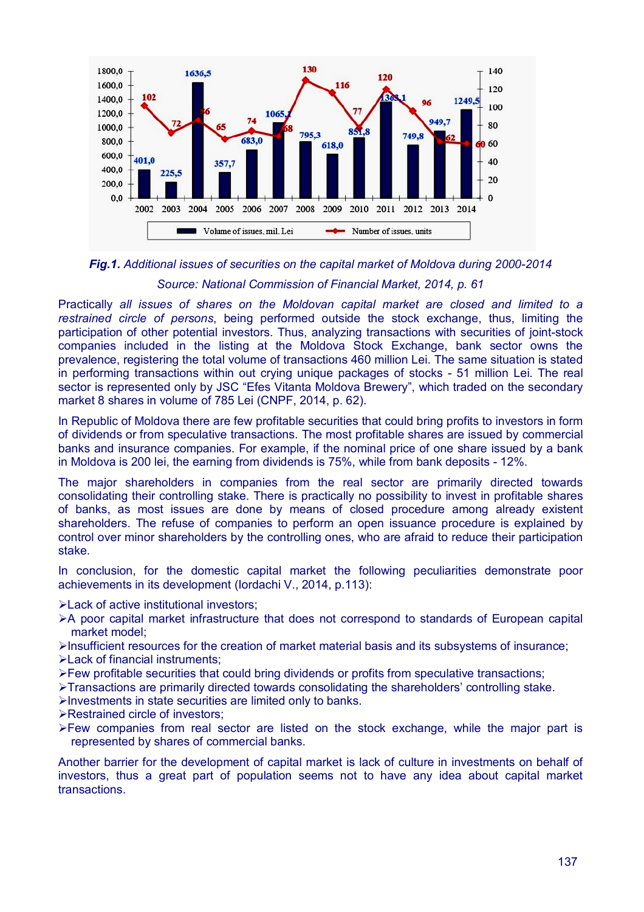**Fig.1.** *Additional issues of securities on the capital market of Moldova during 2000-2014*

*Source: National Commission of Financial Market, 2014, p. 61*

Practically *all issues of shares on the Moldovan capital market are closed and limited to a restrained circle of persons*, being performed outside the stock exchange, thus, limiting the participation of other potential investors. Thus, analyzing transactions with securities of joint-stock companies included in the listing at the Moldova Stock Exchange, bank sector owns the prevalence, registering the total volume of transactions 460 million Lei. The same situation is stated in performing transactions within out crying unique packages of stocks - 51 million Lei. The real sector is represented only by JSC "Efes Vitanta Moldova Brewery", which traded on the secondary market 8 shares in volume of 785 Lei (CNPF, 2014, p. 62).

In Republic of Moldova there are few profitable securities that could bring profits to investors in form of dividends or from speculative transactions. The most profitable shares are issued by commercial banks and insurance companies. For example, if the nominal price of one share issued by a bank in Moldova is 200 lei, the earning from dividends is 75%, while from bank deposits - 12%.

The major shareholders in companies from the real sector are primarily directed towards consolidating their controlling stake. There is practically no possibility to invest in profitable shares of banks, as most issues are done by means of closed procedure among already existent shareholders. The refuse of companies to perform an open issuance procedure is explained by control over minor shareholders by the controlling ones, who are afraid to reduce their participation stake.

In conclusion, for the domestic capital market the following peculiarities demonstrate poor achievements in its development (Iordachi V., 2014, p.113):

- Lack of active institutional investors;
- A poor capital market infrastructure that does not correspond to standards of European capital market model;
- Insufficient resources for the creation of market material basis and its subsystems of insurance;
- Lack of financial instruments;
- Few profitable securities that could bring dividends or profits from speculative transactions;
- Transactions are primarily directed towards consolidating the shareholders' controlling stake.
- Investments in state securities are limited only to banks.
- Restrained circle of investors;
- Few companies from real sector are listed on the stock exchange, while the major part is represented by shares of commercial banks.

Another barrier for the development of capital market is lack of culture in investments on behalf of investors, thus a great part of population seems not to have any idea about capital market transactions.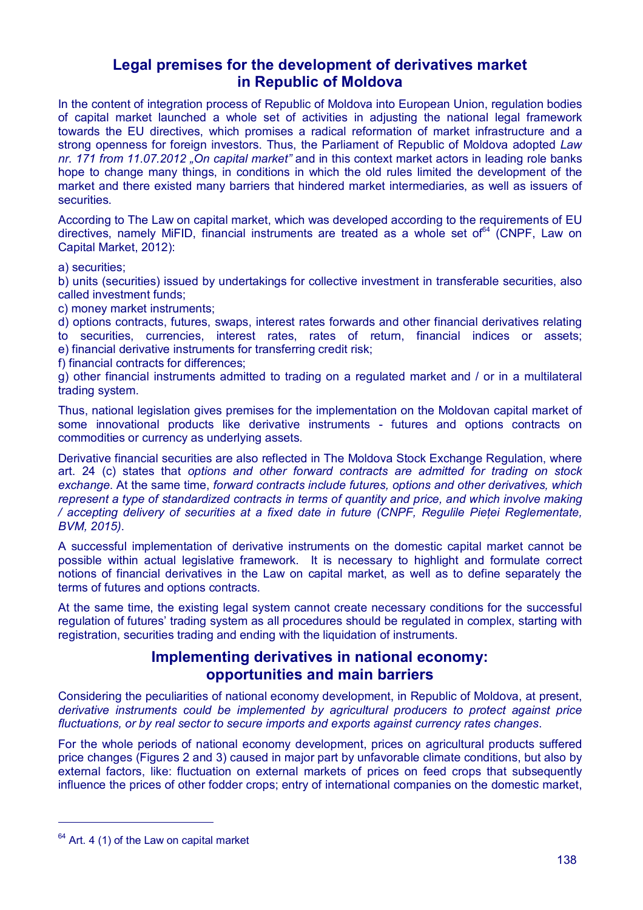## Legal premises for the development of derivatives market in Republic of Moldova

In the content of integration process of Republic of Moldova into European Union, regulation bodies of capital market launched a whole set of activities in adjusting the national legal framework towards the EU directives, which promises a radical reformation of market infrastructure and a strong openness for foreign investors. Thus, the Parliament of Republic of Moldova adopted *Law nr. 171 from 11.07.2012 „On capital market"* and in this context market actors in leading role banks hope to change many things, in conditions in which the old rules limited the development of the market and there existed many barriers that hindered market intermediaries, as well as issuers of securities.

According to The Law on capital market, which was developed according to the requirements of EU directives, namely MiFID, financial instruments are treated as a whole set of[64] (CNPF, Law on Capital Market, 2012):

a) securities;
b) units (securities) issued by undertakings for collective investment in transferable securities, also called investment funds;
c) money market instruments;
d) options contracts, futures, swaps, interest rates forwards and other financial derivatives relating to securities, currencies, interest rates, rates of return, financial indices or assets;
e) financial derivative instruments for transferring credit risk;
f) financial contracts for differences;
g) other financial instruments admitted to trading on a regulated market and / or in a multilateral trading system.

Thus, national legislation gives premises for the implementation on the Moldovan capital market of some innovational products like derivative instruments - futures and options contracts on commodities or currency as underlying assets.

Derivative financial securities are also reflected in The Moldova Stock Exchange Regulation, where art. 24 (c) states that *options and other forward contracts are admitted for trading on stock exchange*. At the same time, *forward contracts include futures, options and other derivatives, which represent a type of standardized contracts in terms of quantity and price, and which involve making / accepting delivery of securities at a fixed date in future (CNPF, Regulile Pieței Reglementate, BVM, 2015)*.

A successful implementation of derivative instruments on the domestic capital market cannot be possible within actual legislative framework. It is necessary to highlight and formulate correct notions of financial derivatives in the Law on capital market, as well as to define separately the terms of futures and options contracts.

At the same time, the existing legal system cannot create necessary conditions for the successful regulation of futures' trading system as all procedures should be regulated in complex, starting with registration, securities trading and ending with the liquidation of instruments.

## Implementing derivatives in national economy: opportunities and main barriers

Considering the peculiarities of national economy development, in Republic of Moldova, at present, *derivative instruments could be implemented by agricultural producers to protect against price fluctuations, or by real sector to secure imports and exports against currency rates changes*.

For the whole periods of national economy development, prices on agricultural products suffered price changes (Figures 2 and 3) caused in major part by unfavorable climate conditions, but also by external factors, like: fluctuation on external markets of prices on feed crops that subsequently influence the prices of other fodder crops; entry of international companies on the domestic market,

---

[64] Art. 4 (1) of the Law on capital market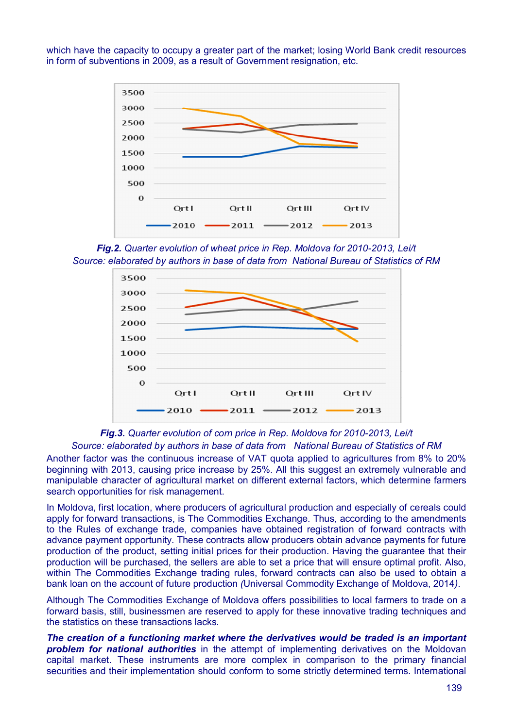which have the capacity to occupy a greater part of the market; losing World Bank credit resources in form of subventions in 2009, as a result of Government resignation, etc.

***Fig.2.*** *Quarter evolution of wheat price in Rep. Moldova for 2010-2013, Lei/t*
*Source: elaborated by authors in base of data from National Bureau of Statistics of RM*

***Fig.3.*** *Quarter evolution of corn price in Rep. Moldova for 2010-2013, Lei/t*
*Source: elaborated by authors in base of data from National Bureau of Statistics of RM*

Another factor was the continuous increase of VAT quota applied to agricultures from 8% to 20% beginning with 2013, causing price increase by 25%. All this suggest an extremely vulnerable and manipulable character of agricultural market on different external factors, which determine farmers search opportunities for risk management.

In Moldova, first location, where producers of agricultural production and especially of cereals could apply for forward transactions, is The Commodities Exchange. Thus, according to the amendments to the Rules of exchange trade, companies have obtained registration of forward contracts with advance payment opportunity. These contracts allow producers obtain advance payments for future production of the product, setting initial prices for their production. Having the guarantee that their production will be purchased, the sellers are able to set a price that will ensure optimal profit. Also, within The Commodities Exchange trading rules, forward contracts can also be used to obtain a bank loan on the account of future production *(*Universal Commodity Exchange of Moldova, 2014*)*.

Although The Commodities Exchange of Moldova offers possibilities to local farmers to trade on a forward basis, still, businessmen are reserved to apply for these innovative trading techniques and the statistics on these transactions lacks.

***The creation of a functioning market where the derivatives would be traded is an important problem for national authorities*** in the attempt of implementing derivatives on the Moldovan capital market. These instruments are more complex in comparison to the primary financial securities and their implementation should conform to some strictly determined terms. International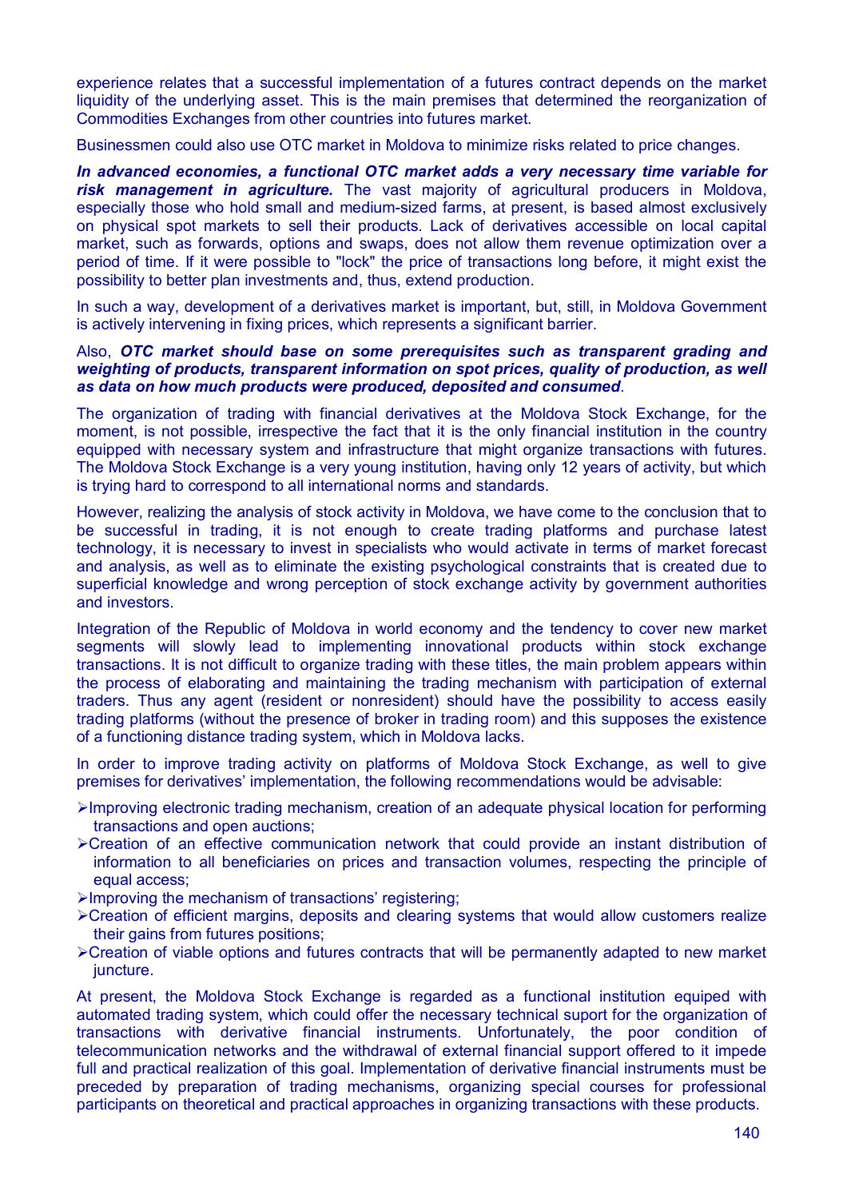experience relates that a successful implementation of a futures contract depends on the market liquidity of the underlying asset. This is the main premises that determined the reorganization of Commodities Exchanges from other countries into futures market.

Businessmen could also use OTC market in Moldova to minimize risks related to price changes.

***In advanced economies, a functional OTC market adds a very necessary time variable for risk management in agriculture.*** The vast majority of agricultural producers in Moldova, especially those who hold small and medium-sized farms, at present, is based almost exclusively on physical spot markets to sell their products. Lack of derivatives accessible on local capital market, such as forwards, options and swaps, does not allow them revenue optimization over a period of time. If it were possible to "lock" the price of transactions long before, it might exist the possibility to better plan investments and, thus, extend production.

In such a way, development of a derivatives market is important, but, still, in Moldova Government is actively intervening in fixing prices, which represents a significant barrier.

Also, ***OTC market should base on some prerequisites such as transparent grading and weighting of products, transparent information on spot prices, quality of production, as well as data on how much products were produced, deposited and consumed***.

The organization of trading with financial derivatives at the Moldova Stock Exchange, for the moment, is not possible, irrespective the fact that it is the only financial institution in the country equipped with necessary system and infrastructure that might organize transactions with futures. The Moldova Stock Exchange is a very young institution, having only 12 years of activity, but which is trying hard to correspond to all international norms and standards.

However, realizing the analysis of stock activity in Moldova, we have come to the conclusion that to be successful in trading, it is not enough to create trading platforms and purchase latest technology, it is necessary to invest in specialists who would activate in terms of market forecast and analysis, as well as to eliminate the existing psychological constraints that is created due to superficial knowledge and wrong perception of stock exchange activity by government authorities and investors.

Integration of the Republic of Moldova in world economy and the tendency to cover new market segments will slowly lead to implementing innovational products within stock exchange transactions. It is not difficult to organize trading with these titles, the main problem appears within the process of elaborating and maintaining the trading mechanism with participation of external traders. Thus any agent (resident or nonresident) should have the possibility to access easily trading platforms (without the presence of broker in trading room) and this supposes the existence of a functioning distance trading system, which in Moldova lacks.

In order to improve trading activity on platforms of Moldova Stock Exchange, as well to give premises for derivatives' implementation, the following recommendations would be advisable:

- Improving electronic trading mechanism, creation of an adequate physical location for performing transactions and open auctions;
- Creation of an effective communication network that could provide an instant distribution of information to all beneficiaries on prices and transaction volumes, respecting the principle of equal access;
- Improving the mechanism of transactions' registering;
- Creation of efficient margins, deposits and clearing systems that would allow customers realize their gains from futures positions;
- Creation of viable options and futures contracts that will be permanently adapted to new market juncture.

At present, the Moldova Stock Exchange is regarded as a functional institution equiped with automated trading system, which could offer the necessary technical suport for the organization of transactions with derivative financial instruments. Unfortunately, the poor condition of telecommunication networks and the withdrawal of external financial support offered to it impede full and practical realization of this goal. Implementation of derivative financial instruments must be preceded by preparation of trading mechanisms, organizing special courses for professional participants on theoretical and practical approaches in organizing transactions with these products.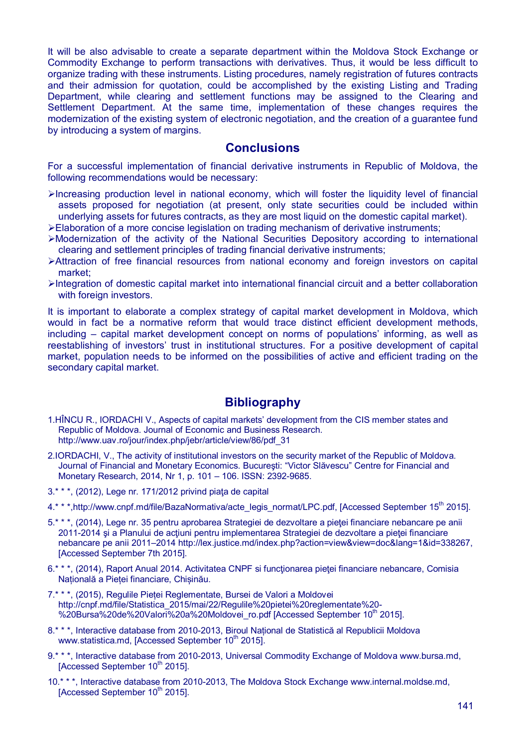It will be also advisable to create a separate department within the Moldova Stock Exchange or Commodity Exchange to perform transactions with derivatives. Thus, it would be less difficult to organize trading with these instruments. Listing procedures, namely registration of futures contracts and their admission for quotation, could be accomplished by the existing Listing and Trading Department, while clearing and settlement functions may be assigned to the Clearing and Settlement Department. At the same time, implementation of these changes requires the modernization of the existing system of electronic negotiation, and the creation of a guarantee fund by introducing a system of margins.

## Conclusions

For a successful implementation of financial derivative instruments in Republic of Moldova, the following recommendations would be necessary:

- Increasing production level in national economy, which will foster the liquidity level of financial assets proposed for negotiation (at present, only state securities could be included within underlying assets for futures contracts, as they are most liquid on the domestic capital market).
- Elaboration of a more concise legislation on trading mechanism of derivative instruments;
- Modernization of the activity of the National Securities Depository according to international clearing and settlement principles of trading financial derivative instruments;
- Attraction of free financial resources from national economy and foreign investors on capital market;
- Integration of domestic capital market into international financial circuit and a better collaboration with foreign investors.

It is important to elaborate a complex strategy of capital market development in Moldova, which would in fact be a normative reform that would trace distinct efficient development methods, including – capital market development concept on norms of populations' informing, as well as reestablishing of investors' trust in institutional structures. For a positive development of capital market, population needs to be informed on the possibilities of active and efficient trading on the secondary capital market.

## Bibliography

1. HÎNCU R., IORDACHI V., Aspects of capital markets' development from the CIS member states and Republic of Moldova. Journal of Economic and Business Research. http://www.uav.ro/jour/index.php/jebr/article/view/86/pdf_31
2. IORDACHI, V., The activity of institutional investors on the security market of the Republic of Moldova. Journal of Financial and Monetary Economics. Bucureşti: "Victor Slăvescu" Centre for Financial and Monetary Research, 2014, Nr 1, p. 101 – 106. ISSN: 2392-9685.
3. * * *, (2012), Lege nr. 171/2012 privind piaţa de capital
4. * * *,http://www.cnpf.md/file/BazaNormativa/acte_legis_normat/LPC.pdf, [Accessed September 15th 2015].
5. * * *, (2014), Lege nr. 35 pentru aprobarea Strategiei de dezvoltare a pieţei financiare nebancare pe anii 2011-2014 şi a Planului de acţiuni pentru implementarea Strategiei de dezvoltare a pieţei financiare nebancare pe anii 2011–2014 http://lex.justice.md/index.php?action=view&view=doc&lang=1&id=338267, [Accessed September 7th 2015].
6. * * *, (2014), Raport Anual 2014. Activitatea CNPF si funcţionarea pieţei financiare nebancare, Comisia Naţională a Pieţei financiare, Chişinău.
7. * * *, (2015), Regulile Pieței Reglementate, Bursei de Valori a Moldovei http://cnpf.md/file/Statistica_2015/mai/22/Regulile%20pietei%20reglementate%20-%20Bursa%20de%20Valori%20a%20Moldovei_ro.pdf [Accessed September 10th 2015].
8. * * *, Interactive database from 2010-2013, Biroul Național de Statistică al Republicii Moldova www.statistica.md, [Accessed September 10th 2015].
9. * * *, Interactive database from 2010-2013, Universal Commodity Exchange of Moldova www.bursa.md, [Accessed September 10th 2015].
10. * * *, Interactive database from 2010-2013, The Moldova Stock Exchange www.internal.moldse.md, [Accessed September 10th 2015].